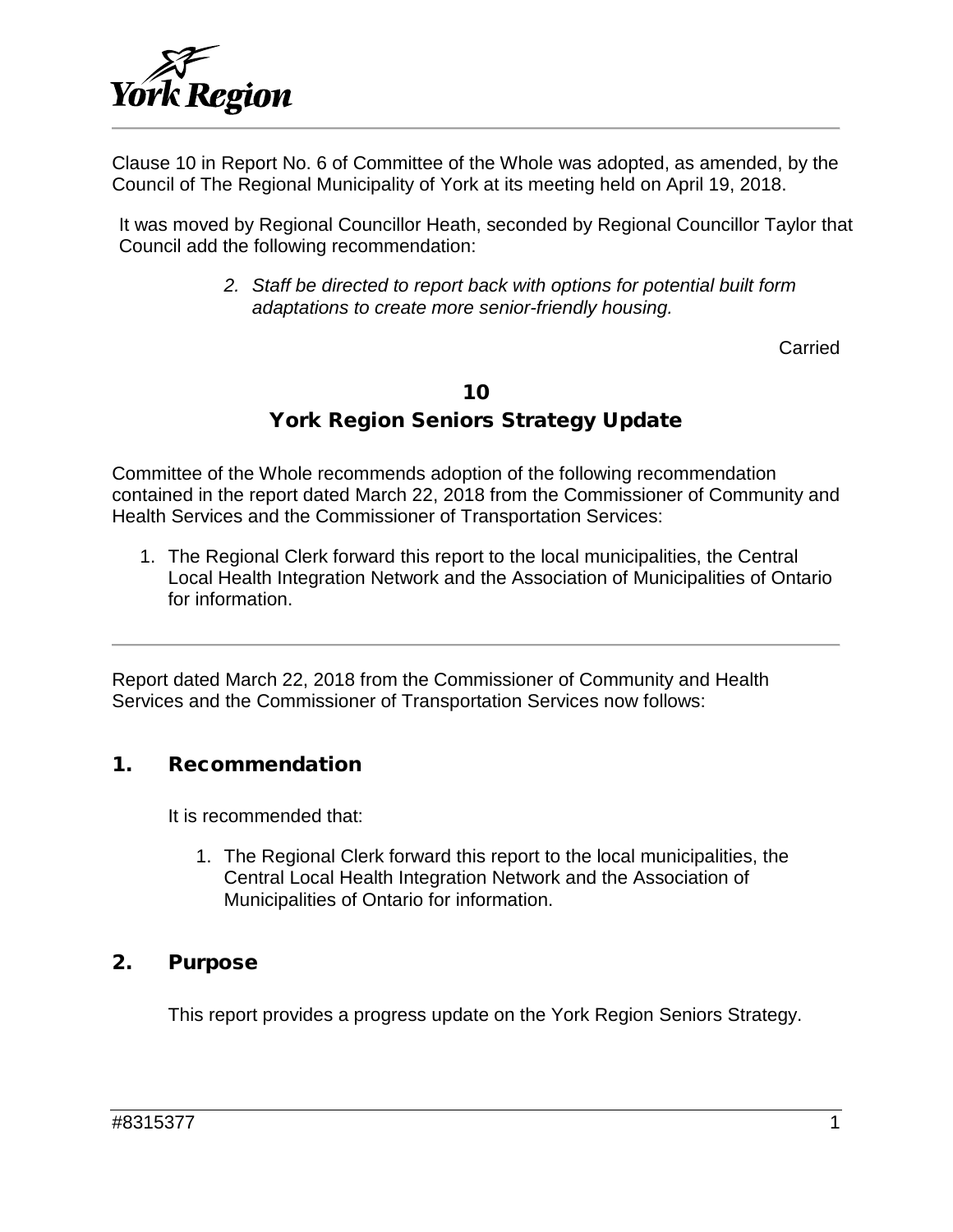Clause 10 in Report No. 6 of Committee of the Whole was adopted, as amended, by the Council of The Regional Municipality of York at its meeting held on April 19, 2018.

It was moved by Regional Councillor Heath, seconded by Regional Councillor Taylor that Council add the following recommendation:

> *2. Staff be directed to report back with options for potential built form adaptations to create more senior-friendly housing.*

Carried

# 10
# York Region Seniors Strategy Update

Committee of the Whole recommends adoption of the following recommendation contained in the report dated March 22, 2018 from the Commissioner of Community and Health Services and the Commissioner of Transportation Services:

1. The Regional Clerk forward this report to the local municipalities, the Central Local Health Integration Network and the Association of Municipalities of Ontario for information.

---

Report dated March 22, 2018 from the Commissioner of Community and Health Services and the Commissioner of Transportation Services now follows:

## 1. Recommendation

It is recommended that:

1. The Regional Clerk forward this report to the local municipalities, the Central Local Health Integration Network and the Association of Municipalities of Ontario for information.

## 2. Purpose

This report provides a progress update on the York Region Seniors Strategy.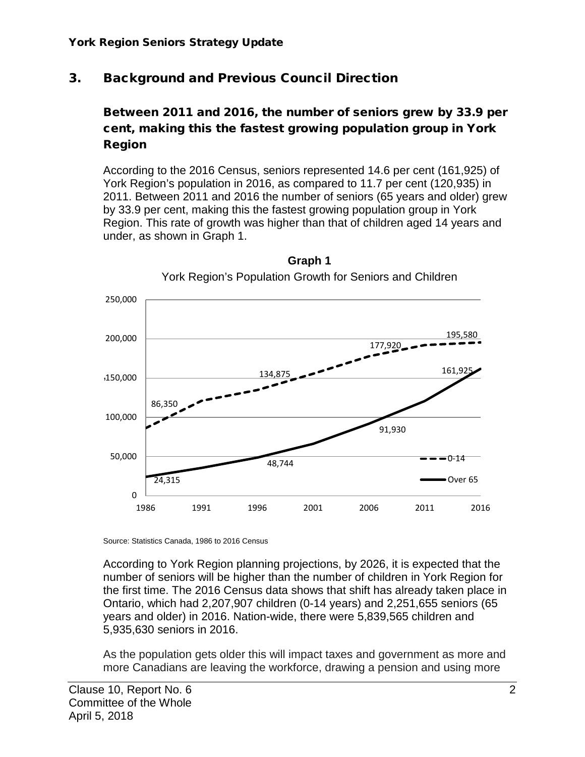## 3. Background and Previous Council Direction

### Between 2011 and 2016, the number of seniors grew by 33.9 per cent, making this the fastest growing population group in York Region

According to the 2016 Census, seniors represented 14.6 per cent (161,925) of York Region's population in 2016, as compared to 11.7 per cent (120,935) in 2011. Between 2011 and 2016 the number of seniors (65 years and older) grew by 33.9 per cent, making this the fastest growing population group in York Region. This rate of growth was higher than that of children aged 14 years and under, as shown in Graph 1.

**Graph 1**

York Region's Population Growth for Seniors and Children

| Year | 0-14 | Over 65 |
|---|---|---|
| 1986 | 86,350 | 24,315 |
| 1996 | 134,875 | 48,744 |
| 2006 | 177,920 | 91,930 |
| 2016 | 195,580 | 161,925 |

Source: Statistics Canada, 1986 to 2016 Census

According to York Region planning projections, by 2026, it is expected that the number of seniors will be higher than the number of children in York Region for the first time. The 2016 Census data shows that shift has already taken place in Ontario, which had 2,207,907 children (0-14 years) and 2,251,655 seniors (65 years and older) in 2016. Nation-wide, there were 5,839,565 children and 5,935,630 seniors in 2016.

As the population gets older this will impact taxes and government as more and more Canadians are leaving the workforce, drawing a pension and using more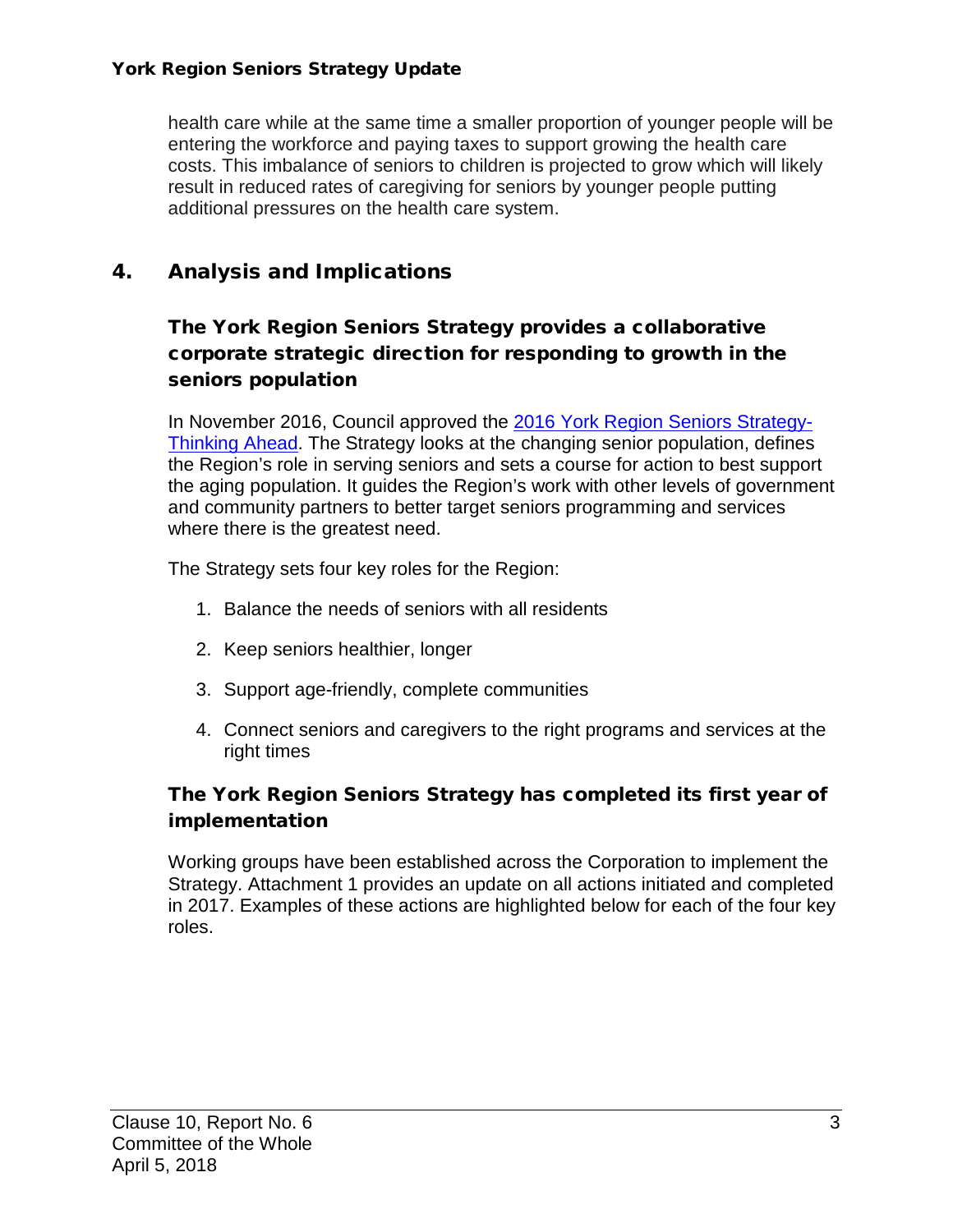health care while at the same time a smaller proportion of younger people will be entering the workforce and paying taxes to support growing the health care costs. This imbalance of seniors to children is projected to grow which will likely result in reduced rates of caregiving for seniors by younger people putting additional pressures on the health care system.

## 4. Analysis and Implications

### The York Region Seniors Strategy provides a collaborative corporate strategic direction for responding to growth in the seniors population

In November 2016, Council approved the [2016 York Region Seniors Strategy-Thinking Ahead](). The Strategy looks at the changing senior population, defines the Region's role in serving seniors and sets a course for action to best support the aging population. It guides the Region's work with other levels of government and community partners to better target seniors programming and services where there is the greatest need.

The Strategy sets four key roles for the Region:

1. Balance the needs of seniors with all residents
2. Keep seniors healthier, longer
3. Support age-friendly, complete communities
4. Connect seniors and caregivers to the right programs and services at the right times

### The York Region Seniors Strategy has completed its first year of implementation

Working groups have been established across the Corporation to implement the Strategy. Attachment 1 provides an update on all actions initiated and completed in 2017. Examples of these actions are highlighted below for each of the four key roles.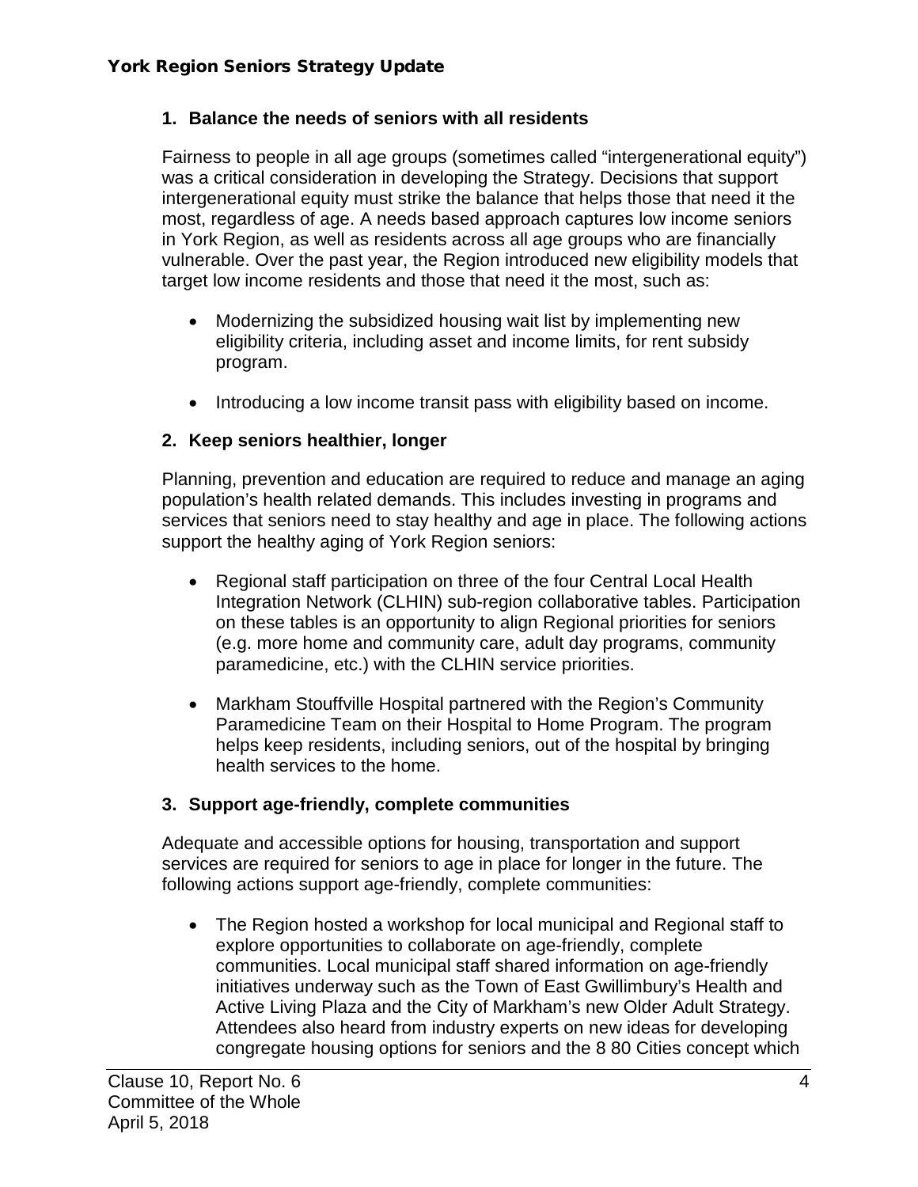### 1. Balance the needs of seniors with all residents

Fairness to people in all age groups (sometimes called "intergenerational equity") was a critical consideration in developing the Strategy. Decisions that support intergenerational equity must strike the balance that helps those that need it the most, regardless of age. A needs based approach captures low income seniors in York Region, as well as residents across all age groups who are financially vulnerable. Over the past year, the Region introduced new eligibility models that target low income residents and those that need it the most, such as:

- Modernizing the subsidized housing wait list by implementing new eligibility criteria, including asset and income limits, for rent subsidy program.
- Introducing a low income transit pass with eligibility based on income.

### 2. Keep seniors healthier, longer

Planning, prevention and education are required to reduce and manage an aging population's health related demands. This includes investing in programs and services that seniors need to stay healthy and age in place. The following actions support the healthy aging of York Region seniors:

- Regional staff participation on three of the four Central Local Health Integration Network (CLHIN) sub-region collaborative tables. Participation on these tables is an opportunity to align Regional priorities for seniors (e.g. more home and community care, adult day programs, community paramedicine, etc.) with the CLHIN service priorities.
- Markham Stouffville Hospital partnered with the Region's Community Paramedicine Team on their Hospital to Home Program. The program helps keep residents, including seniors, out of the hospital by bringing health services to the home.

### 3. Support age-friendly, complete communities

Adequate and accessible options for housing, transportation and support services are required for seniors to age in place for longer in the future. The following actions support age-friendly, complete communities:

- The Region hosted a workshop for local municipal and Regional staff to explore opportunities to collaborate on age-friendly, complete communities. Local municipal staff shared information on age-friendly initiatives underway such as the Town of East Gwillimbury's Health and Active Living Plaza and the City of Markham's new Older Adult Strategy. Attendees also heard from industry experts on new ideas for developing congregate housing options for seniors and the 8 80 Cities concept which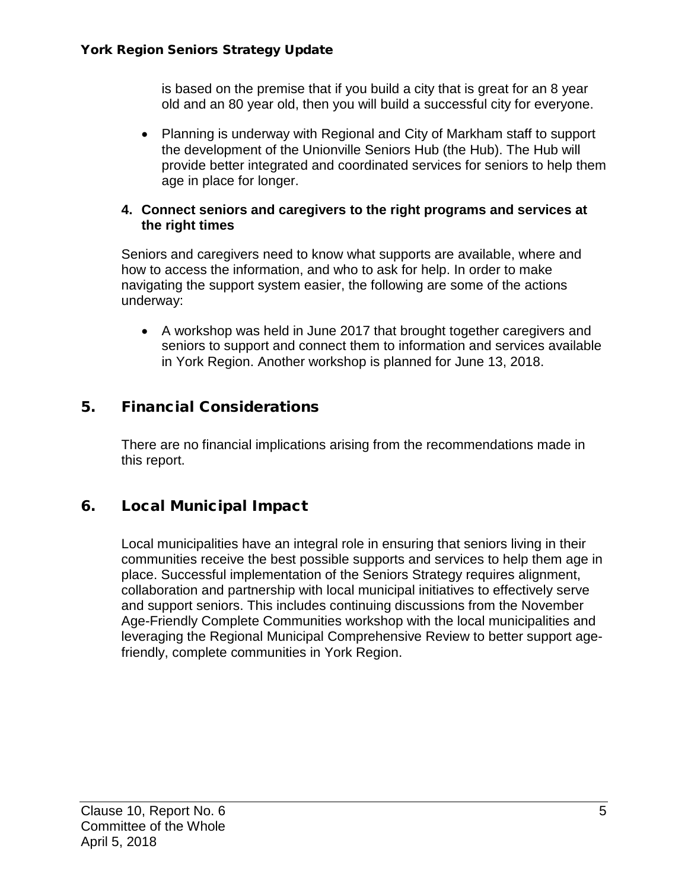is based on the premise that if you build a city that is great for an 8 year old and an 80 year old, then you will build a successful city for everyone.

- Planning is underway with Regional and City of Markham staff to support the development of the Unionville Seniors Hub (the Hub). The Hub will provide better integrated and coordinated services for seniors to help them age in place for longer.

**4. Connect seniors and caregivers to the right programs and services at the right times**

Seniors and caregivers need to know what supports are available, where and how to access the information, and who to ask for help. In order to make navigating the support system easier, the following are some of the actions underway:

- A workshop was held in June 2017 that brought together caregivers and seniors to support and connect them to information and services available in York Region. Another workshop is planned for June 13, 2018.

## 5. Financial Considerations

There are no financial implications arising from the recommendations made in this report.

## 6. Local Municipal Impact

Local municipalities have an integral role in ensuring that seniors living in their communities receive the best possible supports and services to help them age in place. Successful implementation of the Seniors Strategy requires alignment, collaboration and partnership with local municipal initiatives to effectively serve and support seniors. This includes continuing discussions from the November Age-Friendly Complete Communities workshop with the local municipalities and leveraging the Regional Municipal Comprehensive Review to better support age-friendly, complete communities in York Region.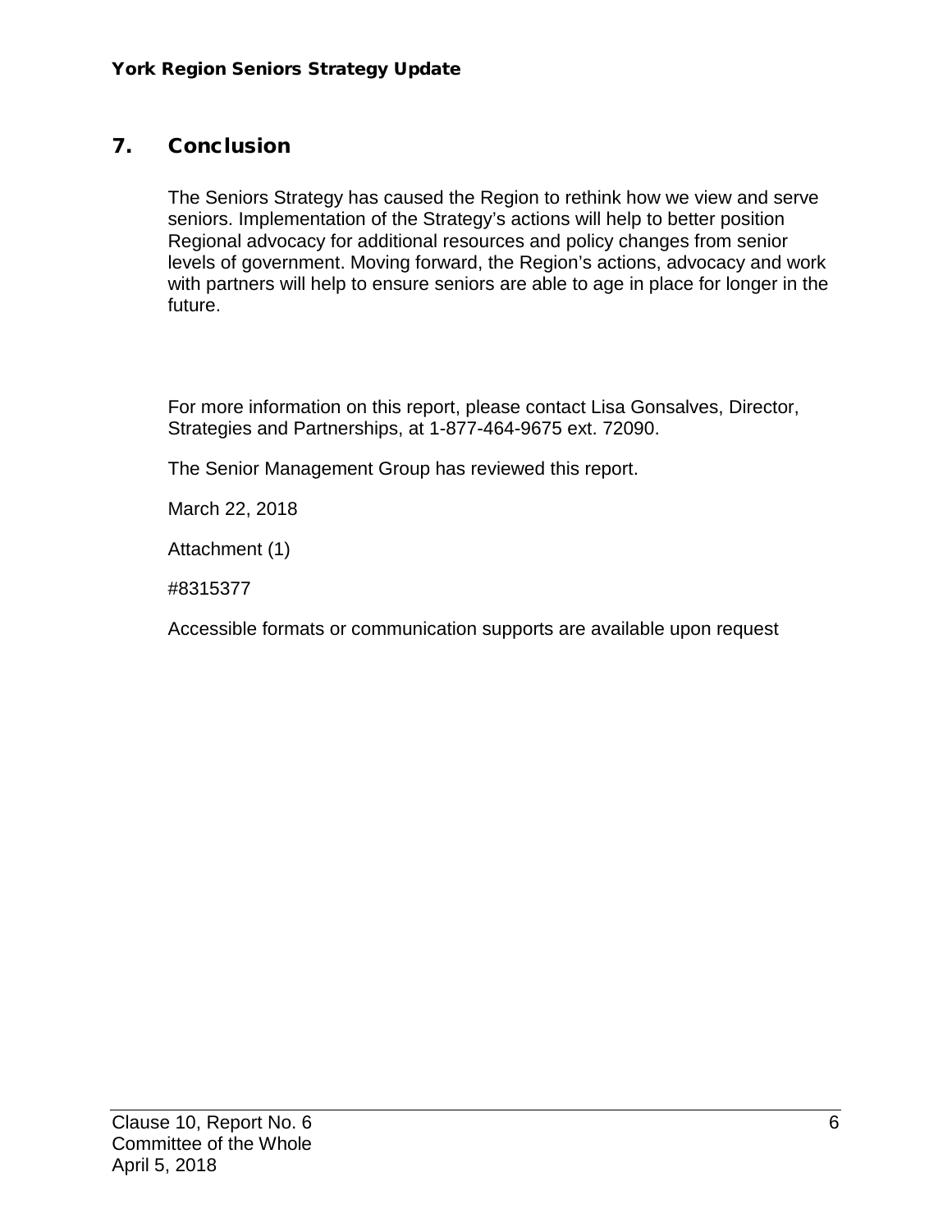## 7. Conclusion

The Seniors Strategy has caused the Region to rethink how we view and serve seniors. Implementation of the Strategy's actions will help to better position Regional advocacy for additional resources and policy changes from senior levels of government. Moving forward, the Region's actions, advocacy and work with partners will help to ensure seniors are able to age in place for longer in the future.

For more information on this report, please contact Lisa Gonsalves, Director, Strategies and Partnerships, at 1-877-464-9675 ext. 72090.

The Senior Management Group has reviewed this report.

March 22, 2018

Attachment (1)

#8315377

Accessible formats or communication supports are available upon request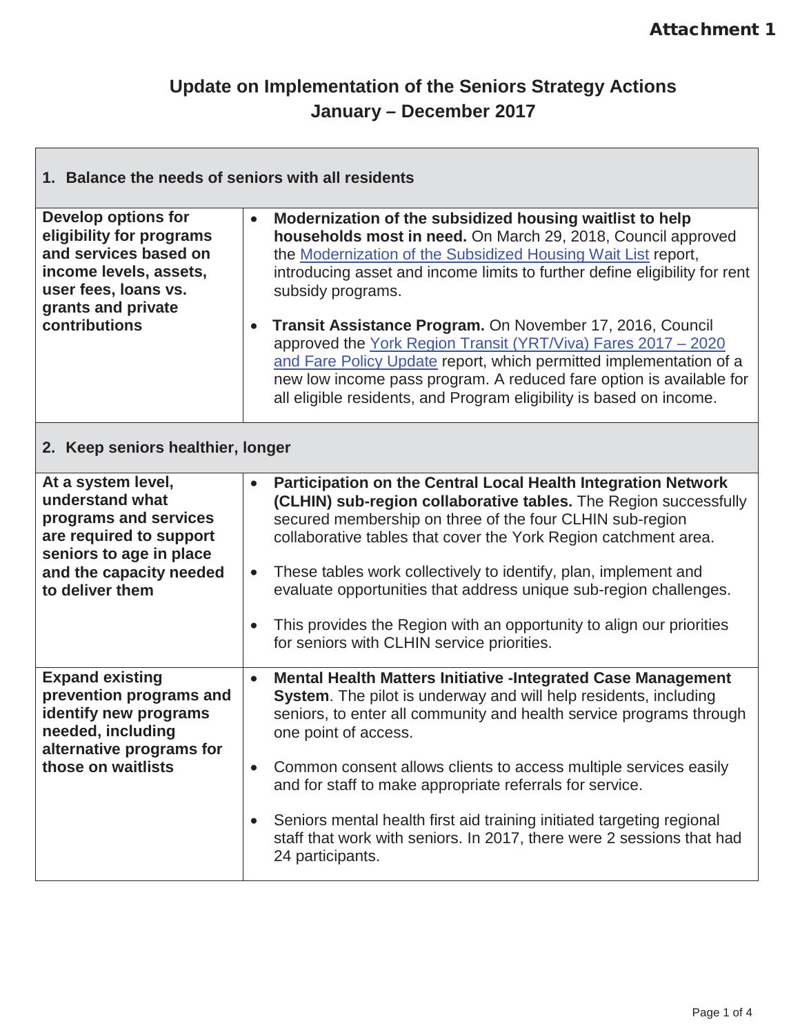Attachment 1

# Update on Implementation of the Seniors Strategy Actions January – December 2017

| **1. Balance the needs of seniors with all residents** | |
|---|---|
| **Develop options for eligibility for programs and services based on income levels, assets, user fees, loans vs. grants and private contributions** | • **Modernization of the subsidized housing waitlist to help households most in need.** On March 29, 2018, Council approved the Modernization of the Subsidized Housing Wait List report, introducing asset and income limits to further define eligibility for rent subsidy programs.<br>• **Transit Assistance Program.** On November 17, 2016, Council approved the York Region Transit (YRT/Viva) Fares 2017 – 2020 and Fare Policy Update report, which permitted implementation of a new low income pass program. A reduced fare option is available for all eligible residents, and Program eligibility is based on income. |
| **2. Keep seniors healthier, longer** | |
| **At a system level, understand what programs and services are required to support seniors to age in place and the capacity needed to deliver them** | • **Participation on the Central Local Health Integration Network (CLHIN) sub-region collaborative tables.** The Region successfully secured membership on three of the four CLHIN sub-region collaborative tables that cover the York Region catchment area.<br>• These tables work collectively to identify, plan, implement and evaluate opportunities that address unique sub-region challenges.<br>• This provides the Region with an opportunity to align our priorities for seniors with CLHIN service priorities. |
| **Expand existing prevention programs and identify new programs needed, including alternative programs for those on waitlists** | • **Mental Health Matters Initiative -Integrated Case Management System**. The pilot is underway and will help residents, including seniors, to enter all community and health service programs through one point of access.<br>• Common consent allows clients to access multiple services easily and for staff to make appropriate referrals for service.<br>• Seniors mental health first aid training initiated targeting regional staff that work with seniors. In 2017, there were 2 sessions that had 24 participants. |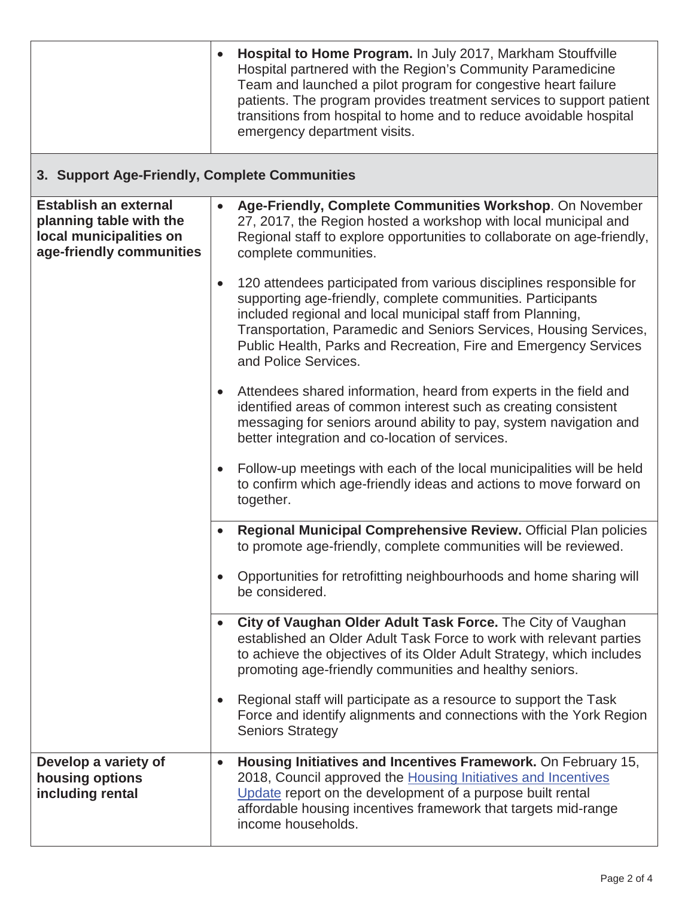| | |
|---|---|
| | • **Hospital to Home Program.** In July 2017, Markham Stouffville Hospital partnered with the Region's Community Paramedicine Team and launched a pilot program for congestive heart failure patients. The program provides treatment services to support patient transitions from hospital to home and to reduce avoidable hospital emergency department visits. |
| **3. Support Age-Friendly, Complete Communities** | |
| **Establish an external planning table with the local municipalities on age-friendly communities** | • **Age-Friendly, Complete Communities Workshop**. On November 27, 2017, the Region hosted a workshop with local municipal and Regional staff to explore opportunities to collaborate on age-friendly, complete communities.<br><br>• 120 attendees participated from various disciplines responsible for supporting age-friendly, complete communities. Participants included regional and local municipal staff from Planning, Transportation, Paramedic and Seniors Services, Housing Services, Public Health, Parks and Recreation, Fire and Emergency Services and Police Services.<br><br>• Attendees shared information, heard from experts in the field and identified areas of common interest such as creating consistent messaging for seniors around ability to pay, system navigation and better integration and co-location of services.<br><br>• Follow-up meetings with each of the local municipalities will be held to confirm which age-friendly ideas and actions to move forward on together. |
| | • **Regional Municipal Comprehensive Review.** Official Plan policies to promote age-friendly, complete communities will be reviewed.<br><br>• Opportunities for retrofitting neighbourhoods and home sharing will be considered. |
| | • **City of Vaughan Older Adult Task Force.** The City of Vaughan established an Older Adult Task Force to work with relevant parties to achieve the objectives of its Older Adult Strategy, which includes promoting age-friendly communities and healthy seniors.<br><br>• Regional staff will participate as a resource to support the Task Force and identify alignments and connections with the York Region Seniors Strategy |
| **Develop a variety of housing options including rental** | • **Housing Initiatives and Incentives Framework.** On February 15, 2018, Council approved the Housing Initiatives and Incentives Update report on the development of a purpose built rental affordable housing incentives framework that targets mid-range income households. |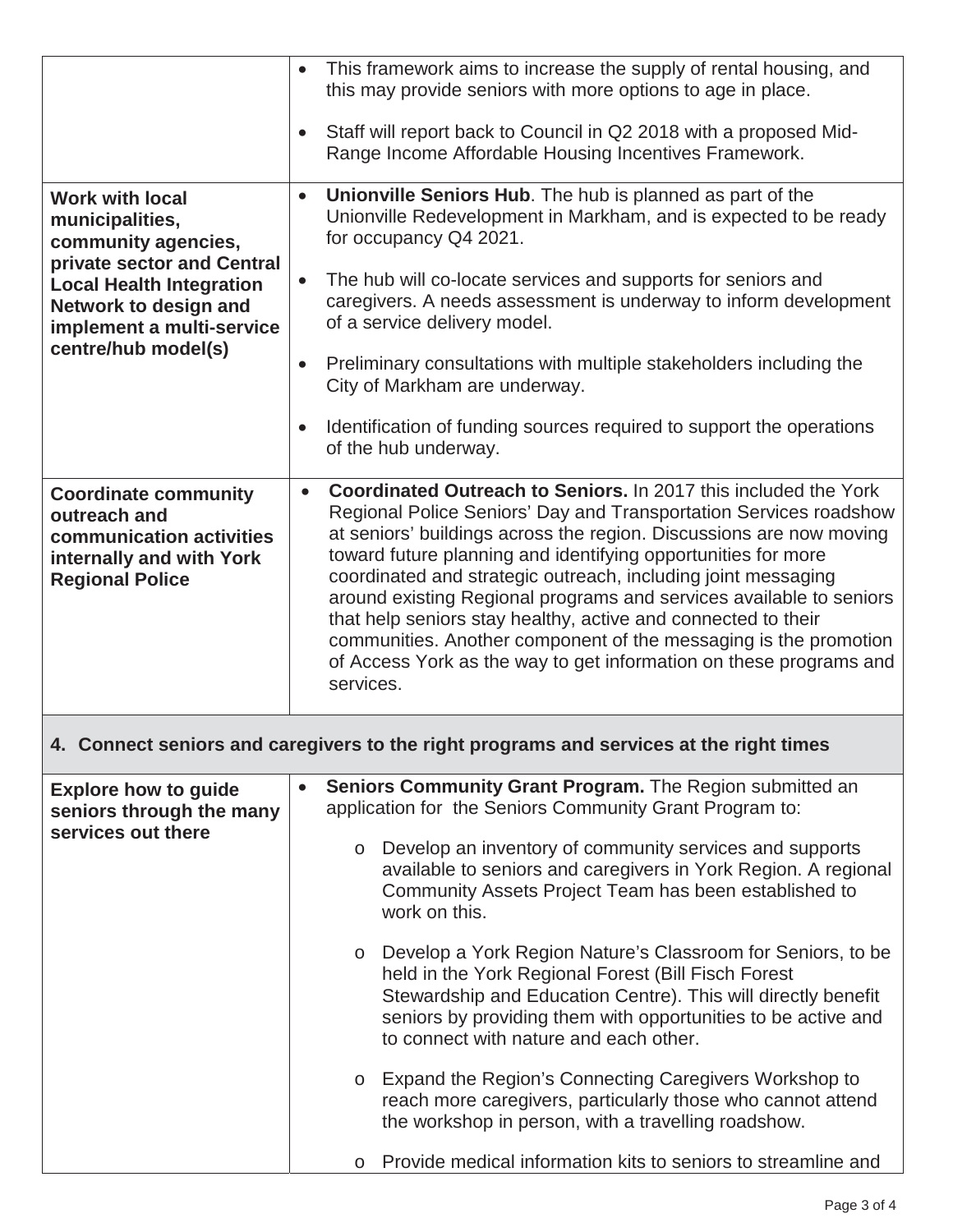| | |
|---|---|
| | • This framework aims to increase the supply of rental housing, and this may provide seniors with more options to age in place.<br><br>• Staff will report back to Council in Q2 2018 with a proposed Mid-Range Income Affordable Housing Incentives Framework. |
| **Work with local municipalities, community agencies, private sector and Central Local Health Integration Network to design and implement a multi-service centre/hub model(s)** | • **Unionville Seniors Hub**. The hub is planned as part of the Unionville Redevelopment in Markham, and is expected to be ready for occupancy Q4 2021.<br><br>• The hub will co-locate services and supports for seniors and caregivers. A needs assessment is underway to inform development of a service delivery model.<br><br>• Preliminary consultations with multiple stakeholders including the City of Markham are underway.<br><br>• Identification of funding sources required to support the operations of the hub underway. |
| **Coordinate community outreach and communication activities internally and with York Regional Police** | • **Coordinated Outreach to Seniors.** In 2017 this included the York Regional Police Seniors' Day and Transportation Services roadshow at seniors' buildings across the region. Discussions are now moving toward future planning and identifying opportunities for more coordinated and strategic outreach, including joint messaging around existing Regional programs and services available to seniors that help seniors stay healthy, active and connected to their communities. Another component of the messaging is the promotion of Access York as the way to get information on these programs and services. |
| **4. Connect seniors and caregivers to the right programs and services at the right times** | |
| **Explore how to guide seniors through the many services out there** | • **Seniors Community Grant Program.** The Region submitted an application for the Seniors Community Grant Program to:<br><br>o Develop an inventory of community services and supports available to seniors and caregivers in York Region. A regional Community Assets Project Team has been established to work on this.<br><br>o Develop a York Region Nature's Classroom for Seniors, to be held in the York Regional Forest (Bill Fisch Forest Stewardship and Education Centre). This will directly benefit seniors by providing them with opportunities to be active and to connect with nature and each other.<br><br>o Expand the Region's Connecting Caregivers Workshop to reach more caregivers, particularly those who cannot attend the workshop in person, with a travelling roadshow.<br><br>o Provide medical information kits to seniors to streamline and |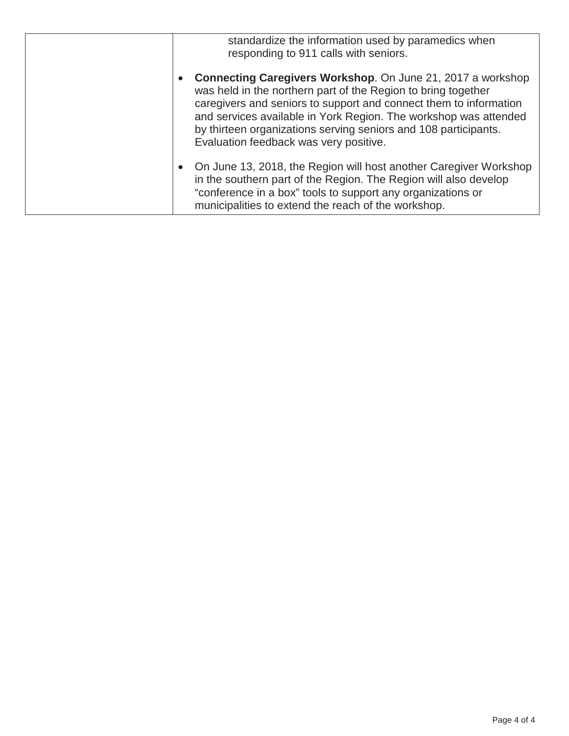| | |
|---|---|
| | standardize the information used by paramedics when responding to 911 calls with seniors.<br><br>• **Connecting Caregivers Workshop**. On June 21, 2017 a workshop was held in the northern part of the Region to bring together caregivers and seniors to support and connect them to information and services available in York Region. The workshop was attended by thirteen organizations serving seniors and 108 participants. Evaluation feedback was very positive.<br><br>• On June 13, 2018, the Region will host another Caregiver Workshop in the southern part of the Region. The Region will also develop "conference in a box" tools to support any organizations or municipalities to extend the reach of the workshop. |